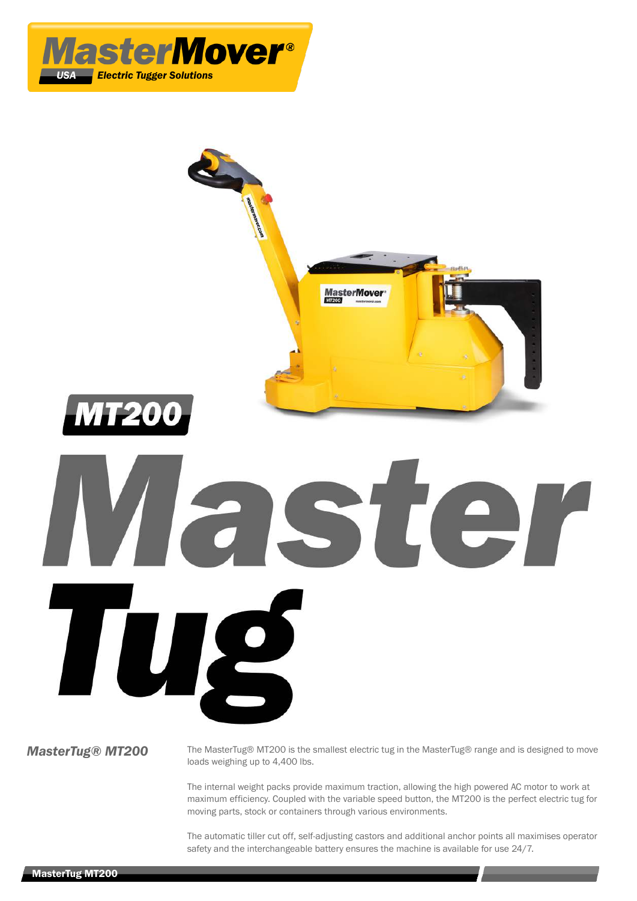MasterMover® USA Electric Tugger Solutions

MT200

# Master Tug

## MasterTug® MT200

The MasterTug® MT200 is the smallest electric tug in the MasterTug® range and is designed to move loads weighing up to 4,400 lbs.

The internal weight packs provide maximum traction, allowing the high powered AC motor to work at maximum efficiency. Coupled with the variable speed button, the MT200 is the perfect electric tug for moving parts, stock or containers through various environments.

The automatic tiller cut off, self-adjusting castors and additional anchor points all maximises operator safety and the interchangeable battery ensures the machine is available for use 24/7.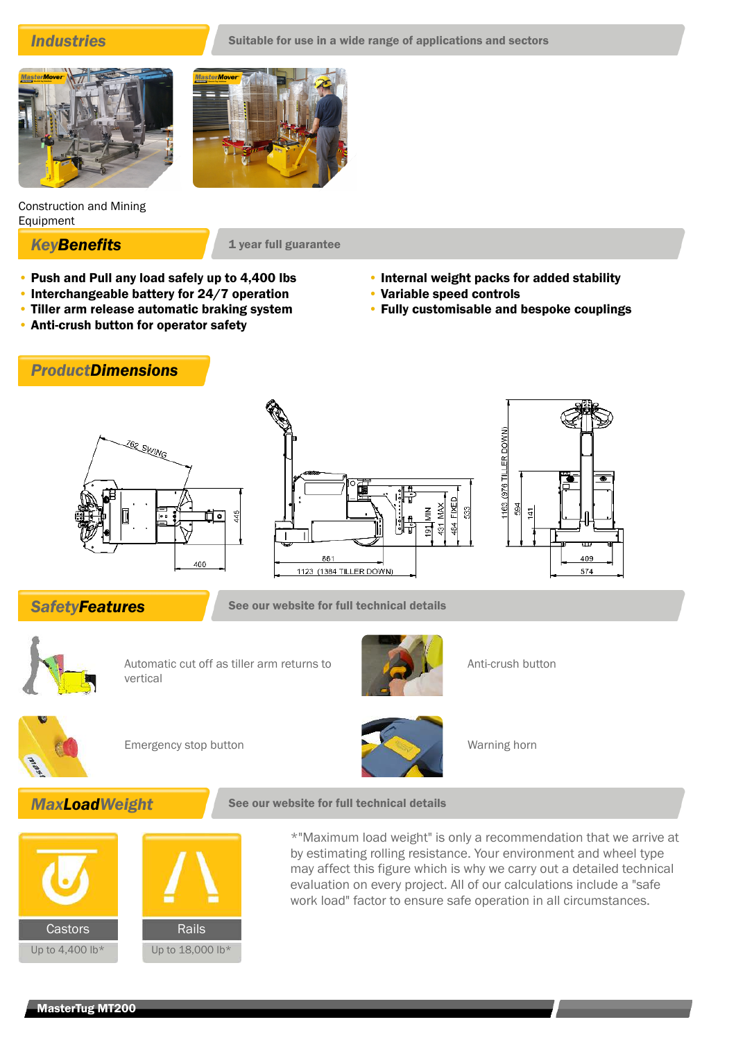## Industries

Suitable for use in a wide range of applications and sectors

Construction and Mining Equipment

## KeyBenefits

1 year full guarantee

- **Push and Pull any load safely up to 4,400 lbs**
- **Interchangeable battery for 24/7 operation**
- **Tiller arm release automatic braking system**
- **Anti-crush button for operator safety**
- **Internal weight packs for added stability**
- **Variable speed controls**
- **Fully customisable and bespoke couplings**

## ProductDimensions

762 SWING

445

400

861

1123 (1384 TILLER DOWN)

191 MIN

431 MAX

404 FIXED

533

1163 (976 TILLER DOWN)

594

141

409

574

## SafetyFeatures

See our website for full technical details

Automatic cut off as tiller arm returns to vertical

Anti-crush button

Emergency stop button

Warning horn

## MaxLoadWeight

See our website for full technical details

| Castors | Rails |
|---|---|
| Up to 4,400 lb* | Up to 18,000 lb* |

*"Maximum load weight" is only a recommendation that we arrive at by estimating rolling resistance. Your environment and wheel type may affect this figure which is why we carry out a detailed technical evaluation on every project. All of our calculations include a "safe work load" factor to ensure safe operation in all circumstances.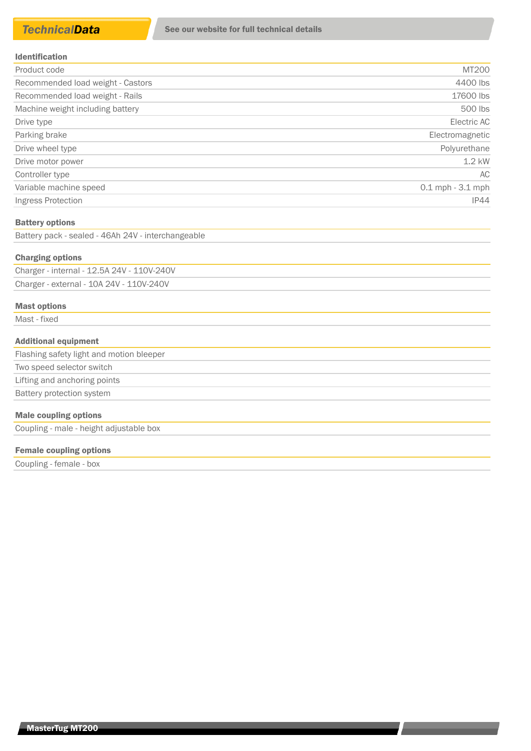## *Technical**Data***

**See our website for full technical details**

| Identification | |
|---|---|
| Product code | MT200 |
| Recommended load weight - Castors | 4400 lbs |
| Recommended load weight - Rails | 17600 lbs |
| Machine weight including battery | 500 lbs |
| Drive type | Electric AC |
| Parking brake | Electromagnetic |
| Drive wheel type | Polyurethane |
| Drive motor power | 1.2 kW |
| Controller type | AC |
| Variable machine speed | 0.1 mph - 3.1 mph |
| Ingress Protection | IP44 |

**Battery options**

Battery pack - sealed - 46Ah 24V - interchangeable

**Charging options**

Charger - internal - 12.5A 24V - 110V-240V

Charger - external - 10A 24V - 110V-240V

**Mast options**

Mast - fixed

**Additional equipment**

Flashing safety light and motion bleeper

Two speed selector switch

Lifting and anchoring points

Battery protection system

**Male coupling options**

Coupling - male - height adjustable box

**Female coupling options**

Coupling - female - box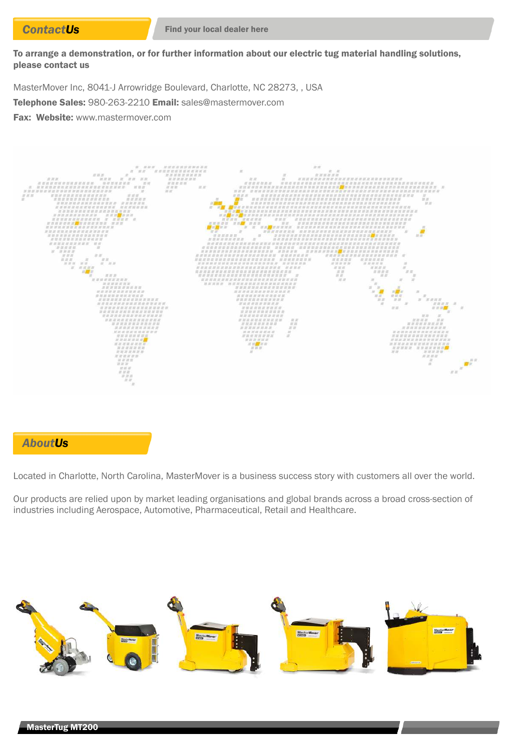## ContactUs

Find your local dealer here

**To arrange a demonstration, or for further information about our electric tug material handling solutions, please contact us**

MasterMover Inc, 8041-J Arrowridge Boulevard, Charlotte, NC 28273, , USA

**Telephone Sales:** 980-263-2210 **Email:** sales@mastermover.com

**Fax: Website:** www.mastermover.com

## AboutUs

Located in Charlotte, North Carolina, MasterMover is a business success story with customers all over the world.

Our products are relied upon by market leading organisations and global brands across a broad cross-section of industries including Aerospace, Automotive, Pharmaceutical, Retail and Healthcare.